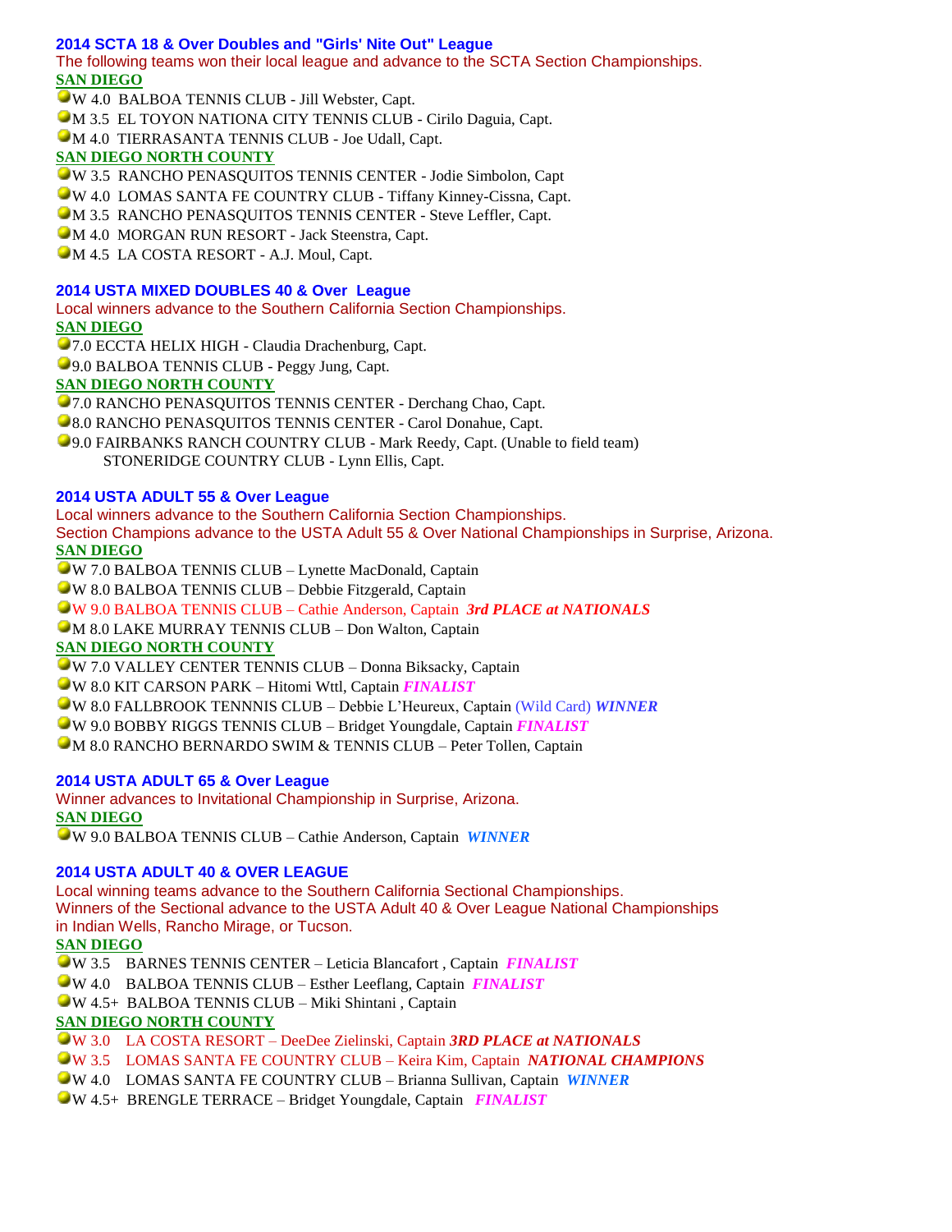## 2014 SCTA 18 & Over Doubles and "Girls' Nite Out" League

The following teams won their local league and advance to the SCTA Section Championships.

**SAN DIEGO**

- W 4.0 BALBOA TENNIS CLUB - Jill Webster, Capt.
- M 3.5 EL TOYON NATIONA CITY TENNIS CLUB - Cirilo Daguia, Capt.
- M 4.0 TIERRASANTA TENNIS CLUB - Joe Udall, Capt.

**SAN DIEGO NORTH COUNTY**

- W 3.5 RANCHO PENASQUITOS TENNIS CENTER - Jodie Simbolon, Capt
- W 4.0 LOMAS SANTA FE COUNTRY CLUB - Tiffany Kinney-Cissna, Capt.
- M 3.5 RANCHO PENASQUITOS TENNIS CENTER - Steve Leffler, Capt.
- M 4.0 MORGAN RUN RESORT - Jack Steenstra, Capt.
- M 4.5 LA COSTA RESORT - A.J. Moul, Capt.

## 2014 USTA MIXED DOUBLES 40 & Over League

Local winners advance to the Southern California Section Championships.

**SAN DIEGO**

- 7.0 ECCTA HELIX HIGH - Claudia Drachenburg, Capt.
- 9.0 BALBOA TENNIS CLUB - Peggy Jung, Capt.

**SAN DIEGO NORTH COUNTY**

- 7.0 RANCHO PENASQUITOS TENNIS CENTER - Derchang Chao, Capt.
- 8.0 RANCHO PENASQUITOS TENNIS CENTER - Carol Donahue, Capt.
- 9.0 FAIRBANKS RANCH COUNTRY CLUB - Mark Reedy, Capt. (Unable to field team)
  STONERIDGE COUNTRY CLUB - Lynn Ellis, Capt.

## 2014 USTA ADULT 55 & Over League

Local winners advance to the Southern California Section Championships.
Section Champions advance to the USTA Adult 55 & Over National Championships in Surprise, Arizona.

**SAN DIEGO**

- W 7.0 BALBOA TENNIS CLUB – Lynette MacDonald, Captain
- W 8.0 BALBOA TENNIS CLUB – Debbie Fitzgerald, Captain
- W 9.0 BALBOA TENNIS CLUB – Cathie Anderson, Captain ***3rd PLACE at NATIONALS***
- M 8.0 LAKE MURRAY TENNIS CLUB – Don Walton, Captain

**SAN DIEGO NORTH COUNTY**

- W 7.0 VALLEY CENTER TENNIS CLUB – Donna Biksacky, Captain
- W 8.0 KIT CARSON PARK – Hitomi Wttl, Captain ***FINALIST***
- W 8.0 FALLBROOK TENNNIS CLUB – Debbie L'Heureux, Captain (Wild Card) ***WINNER***
- W 9.0 BOBBY RIGGS TENNIS CLUB – Bridget Youngdale, Captain ***FINALIST***
- M 8.0 RANCHO BERNARDO SWIM & TENNIS CLUB – Peter Tollen, Captain

## 2014 USTA ADULT 65 & Over League

Winner advances to Invitational Championship in Surprise, Arizona.

**SAN DIEGO**

- W 9.0 BALBOA TENNIS CLUB – Cathie Anderson, Captain ***WINNER***

## 2014 USTA ADULT 40 & OVER LEAGUE

Local winning teams advance to the Southern California Sectional Championships.
Winners of the Sectional advance to the USTA Adult 40 & Over League National Championships in Indian Wells, Rancho Mirage, or Tucson.

**SAN DIEGO**

- W 3.5 BARNES TENNIS CENTER – Leticia Blancafort , Captain ***FINALIST***
- W 4.0 BALBOA TENNIS CLUB – Esther Leeflang, Captain ***FINALIST***
- W 4.5+ BALBOA TENNIS CLUB – Miki Shintani , Captain

**SAN DIEGO NORTH COUNTY**

- W 3.0 LA COSTA RESORT – DeeDee Zielinski, Captain ***3RD PLACE at NATIONALS***
- W 3.5 LOMAS SANTA FE COUNTRY CLUB – Keira Kim, Captain ***NATIONAL CHAMPIONS***
- W 4.0 LOMAS SANTA FE COUNTRY CLUB – Brianna Sullivan, Captain ***WINNER***
- W 4.5+ BRENGLE TERRACE – Bridget Youngdale, Captain ***FINALIST***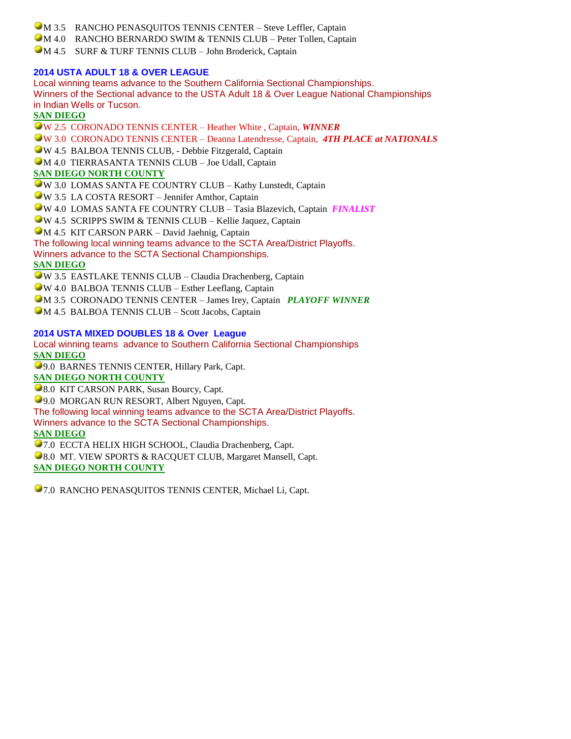- M 3.5 RANCHO PENASQUITOS TENNIS CENTER – Steve Leffler, Captain
- M 4.0 RANCHO BERNARDO SWIM & TENNIS CLUB – Peter Tollen, Captain
- M 4.5 SURF & TURF TENNIS CLUB – John Broderick, Captain

## 2014 USTA ADULT 18 & OVER LEAGUE

Local winning teams advance to the Southern California Sectional Championships.
Winners of the Sectional advance to the USTA Adult 18 & Over League National Championships in Indian Wells or Tucson.

**SAN DIEGO**

- W 2.5 CORONADO TENNIS CENTER – Heather White , Captain, ***WINNER***
- W 3.0 CORONADO TENNIS CENTER – Deanna Latendresse, Captain, ***4TH PLACE at NATIONALS***
- W 4.5 BALBOA TENNIS CLUB, - Debbie Fitzgerald, Captain
- M 4.0 TIERRASANTA TENNIS CLUB – Joe Udall, Captain

**SAN DIEGO NORTH COUNTY**

- W 3.0 LOMAS SANTA FE COUNTRY CLUB – Kathy Lunstedt, Captain
- W 3.5 LA COSTA RESORT – Jennifer Amthor, Captain
- W 4.0 LOMAS SANTA FE COUNTRY CLUB – Tasia Blazevich, Captain ***FINALIST***
- W 4.5 SCRIPPS SWIM & TENNIS CLUB – Kellie Jaquez, Captain
- M 4.5 KIT CARSON PARK – David Jaehnig, Captain

The following local winning teams advance to the SCTA Area/District Playoffs.
Winners advance to the SCTA Sectional Championships.

**SAN DIEGO**

- W 3.5 EASTLAKE TENNIS CLUB – Claudia Drachenberg, Captain
- W 4.0 BALBOA TENNIS CLUB – Esther Leeflang, Captain
- M 3.5 CORONADO TENNIS CENTER – James Irey, Captain ***PLAYOFF WINNER***
- M 4.5 BALBOA TENNIS CLUB – Scott Jacobs, Captain

## 2014 USTA MIXED DOUBLES 18 & Over League

Local winning teams advance to Southern California Sectional Championships

**SAN DIEGO**

- 9.0 BARNES TENNIS CENTER, Hillary Park, Capt.

**SAN DIEGO NORTH COUNTY**

- 8.0 KIT CARSON PARK, Susan Bourcy, Capt.
- 9.0 MORGAN RUN RESORT, Albert Nguyen, Capt.

The following local winning teams advance to the SCTA Area/District Playoffs.
Winners advance to the SCTA Sectional Championships.

**SAN DIEGO**

- 7.0 ECCTA HELIX HIGH SCHOOL, Claudia Drachenberg, Capt.
- 8.0 MT. VIEW SPORTS & RACQUET CLUB, Margaret Mansell, Capt.

**SAN DIEGO NORTH COUNTY**

- 7.0 RANCHO PENASQUITOS TENNIS CENTER, Michael Li, Capt.